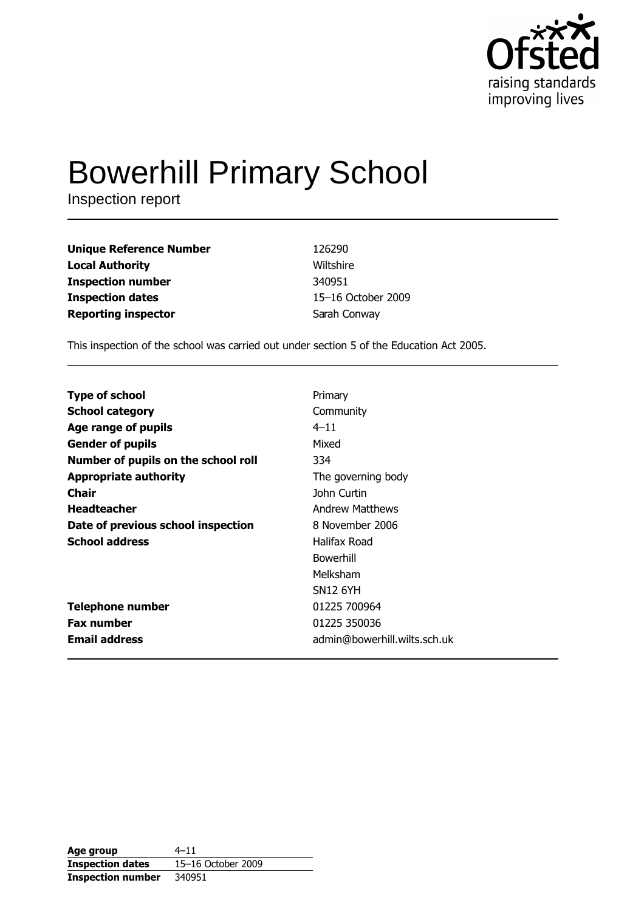Ofsted
raising standards
improving lives

# Bowerhill Primary School

Inspection report

| | |
|---|---|
| **Unique Reference Number** | 126290 |
| **Local Authority** | Wiltshire |
| **Inspection number** | 340951 |
| **Inspection dates** | 15–16 October 2009 |
| **Reporting inspector** | Sarah Conway |

This inspection of the school was carried out under section 5 of the Education Act 2005.

| | |
|---|---|
| **Type of school** | Primary |
| **School category** | Community |
| **Age range of pupils** | 4–11 |
| **Gender of pupils** | Mixed |
| **Number of pupils on the school roll** | 334 |
| **Appropriate authority** | The governing body |
| **Chair** | John Curtin |
| **Headteacher** | Andrew Matthews |
| **Date of previous school inspection** | 8 November 2006 |
| **School address** | Halifax Road<br>Bowerhill<br>Melksham<br>SN12 6YH |
| **Telephone number** | 01225 700964 |
| **Fax number** | 01225 350036 |
| **Email address** | admin@bowerhill.wilts.sch.uk |

| | |
|---|---|
| **Age group** | 4–11 |
| **Inspection dates** | 15–16 October 2009 |
| **Inspection number** | 340951 |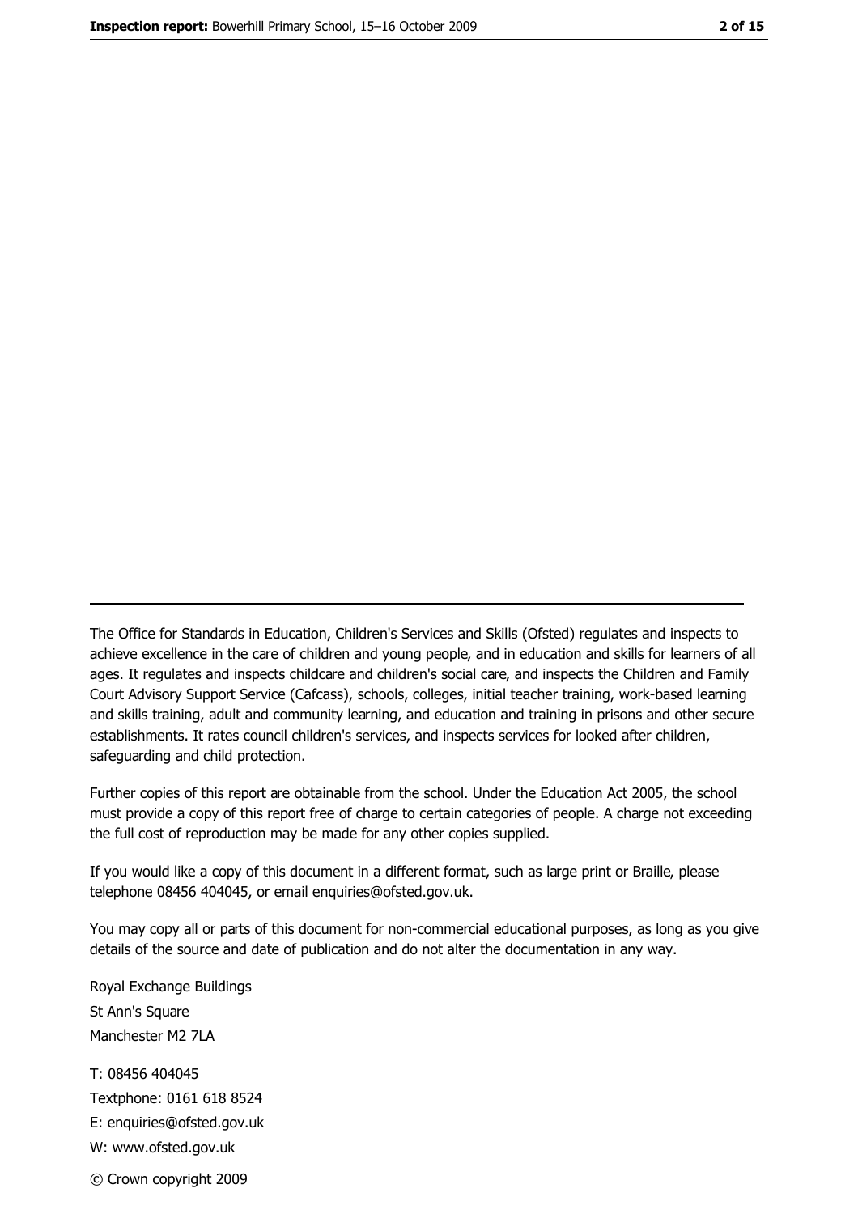The Office for Standards in Education, Children's Services and Skills (Ofsted) regulates and inspects to achieve excellence in the care of children and young people, and in education and skills for learners of all ages. It regulates and inspects childcare and children's social care, and inspects the Children and Family Court Advisory Support Service (Cafcass), schools, colleges, initial teacher training, work-based learning and skills training, adult and community learning, and education and training in prisons and other secure establishments. It rates council children's services, and inspects services for looked after children, safeguarding and child protection.

Further copies of this report are obtainable from the school. Under the Education Act 2005, the school must provide a copy of this report free of charge to certain categories of people. A charge not exceeding the full cost of reproduction may be made for any other copies supplied.

If you would like a copy of this document in a different format, such as large print or Braille, please telephone 08456 404045, or email enquiries@ofsted.gov.uk.

You may copy all or parts of this document for non-commercial educational purposes, as long as you give details of the source and date of publication and do not alter the documentation in any way.

Royal Exchange Buildings
St Ann's Square
Manchester M2 7LA

T: 08456 404045
Textphone: 0161 618 8524
E: enquiries@ofsted.gov.uk
W: www.ofsted.gov.uk

© Crown copyright 2009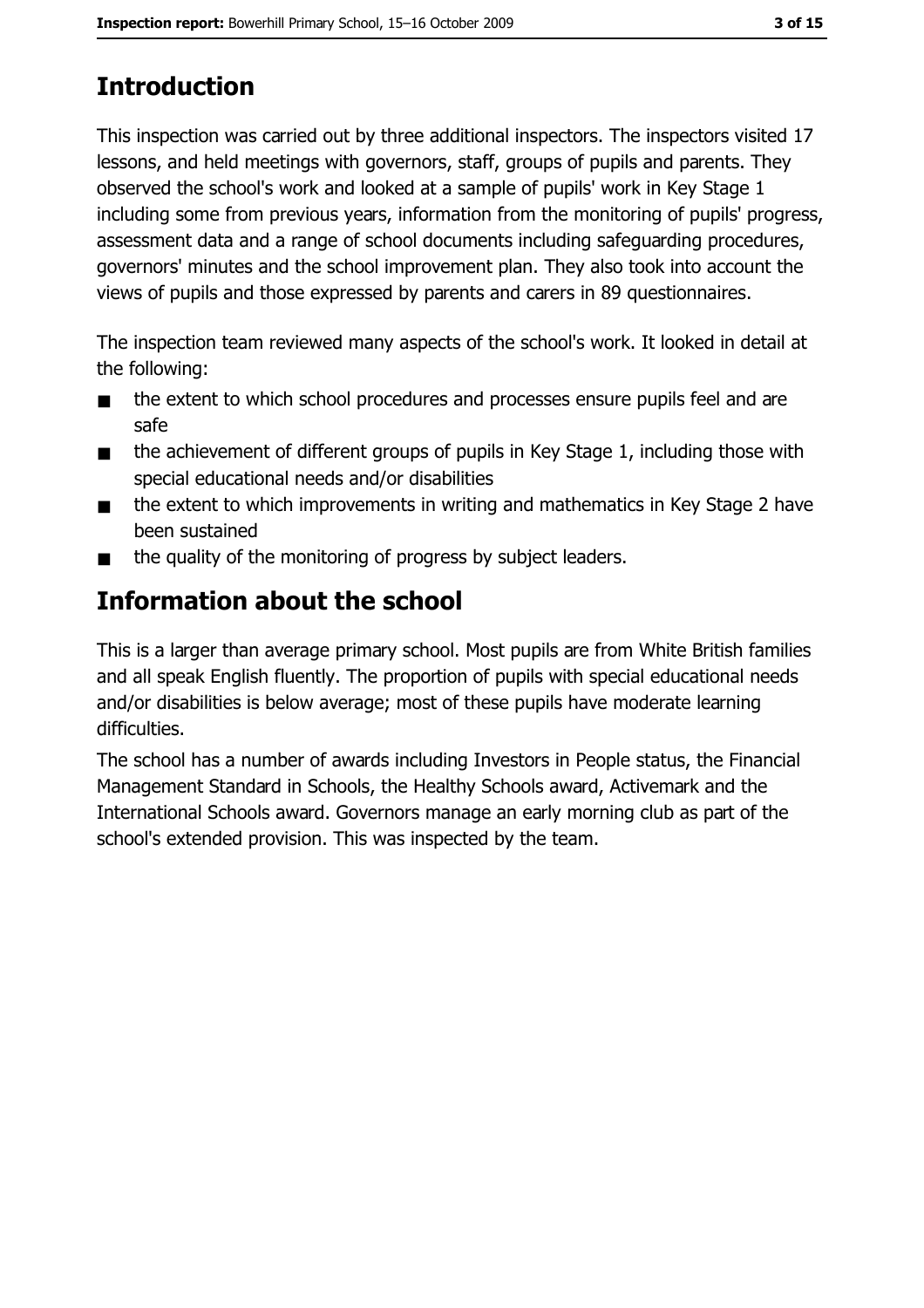## Introduction

This inspection was carried out by three additional inspectors. The inspectors visited 17 lessons, and held meetings with governors, staff, groups of pupils and parents. They observed the school's work and looked at a sample of pupils' work in Key Stage 1 including some from previous years, information from the monitoring of pupils' progress, assessment data and a range of school documents including safeguarding procedures, governors' minutes and the school improvement plan. They also took into account the views of pupils and those expressed by parents and carers in 89 questionnaires.

The inspection team reviewed many aspects of the school's work. It looked in detail at the following:

- the extent to which school procedures and processes ensure pupils feel and are safe
- the achievement of different groups of pupils in Key Stage 1, including those with special educational needs and/or disabilities
- the extent to which improvements in writing and mathematics in Key Stage 2 have been sustained
- the quality of the monitoring of progress by subject leaders.

## Information about the school

This is a larger than average primary school. Most pupils are from White British families and all speak English fluently. The proportion of pupils with special educational needs and/or disabilities is below average; most of these pupils have moderate learning difficulties.

The school has a number of awards including Investors in People status, the Financial Management Standard in Schools, the Healthy Schools award, Activemark and the International Schools award. Governors manage an early morning club as part of the school's extended provision. This was inspected by the team.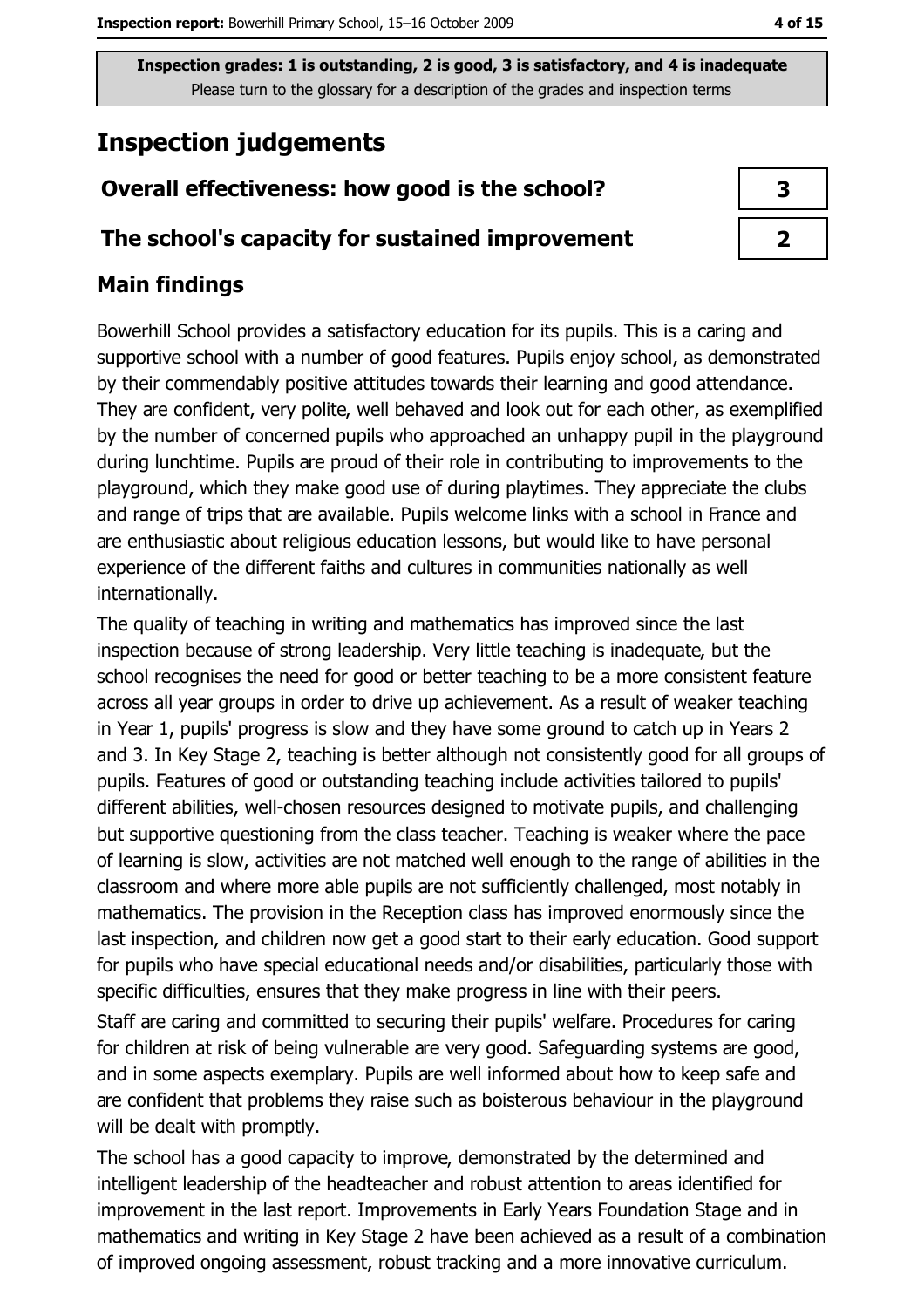Inspection grades: 1 is outstanding, 2 is good, 3 is satisfactory, and 4 is inadequate
Please turn to the glossary for a description of the grades and inspection terms

# Inspection judgements

| Overall effectiveness: how good is the school? | 3 |
|---|---|
| The school's capacity for sustained improvement | 2 |

## Main findings

Bowerhill School provides a satisfactory education for its pupils. This is a caring and supportive school with a number of good features. Pupils enjoy school, as demonstrated by their commendably positive attitudes towards their learning and good attendance. They are confident, very polite, well behaved and look out for each other, as exemplified by the number of concerned pupils who approached an unhappy pupil in the playground during lunchtime. Pupils are proud of their role in contributing to improvements to the playground, which they make good use of during playtimes. They appreciate the clubs and range of trips that are available. Pupils welcome links with a school in France and are enthusiastic about religious education lessons, but would like to have personal experience of the different faiths and cultures in communities nationally as well internationally.

The quality of teaching in writing and mathematics has improved since the last inspection because of strong leadership. Very little teaching is inadequate, but the school recognises the need for good or better teaching to be a more consistent feature across all year groups in order to drive up achievement. As a result of weaker teaching in Year 1, pupils' progress is slow and they have some ground to catch up in Years 2 and 3. In Key Stage 2, teaching is better although not consistently good for all groups of pupils. Features of good or outstanding teaching include activities tailored to pupils' different abilities, well-chosen resources designed to motivate pupils, and challenging but supportive questioning from the class teacher. Teaching is weaker where the pace of learning is slow, activities are not matched well enough to the range of abilities in the classroom and where more able pupils are not sufficiently challenged, most notably in mathematics. The provision in the Reception class has improved enormously since the last inspection, and children now get a good start to their early education. Good support for pupils who have special educational needs and/or disabilities, particularly those with specific difficulties, ensures that they make progress in line with their peers.

Staff are caring and committed to securing their pupils' welfare. Procedures for caring for children at risk of being vulnerable are very good. Safeguarding systems are good, and in some aspects exemplary. Pupils are well informed about how to keep safe and are confident that problems they raise such as boisterous behaviour in the playground will be dealt with promptly.

The school has a good capacity to improve, demonstrated by the determined and intelligent leadership of the headteacher and robust attention to areas identified for improvement in the last report. Improvements in Early Years Foundation Stage and in mathematics and writing in Key Stage 2 have been achieved as a result of a combination of improved ongoing assessment, robust tracking and a more innovative curriculum.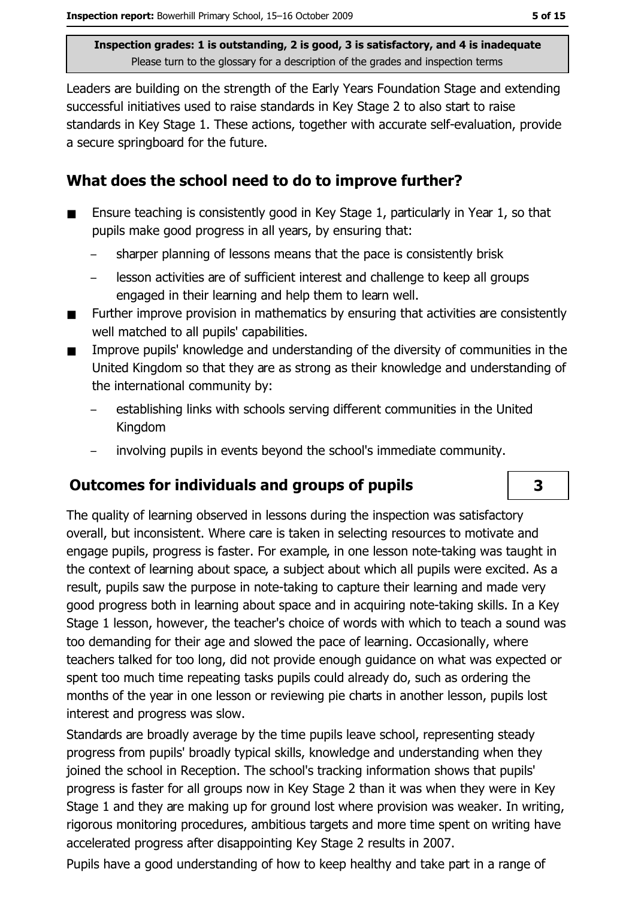Inspection grades: 1 is outstanding, 2 is good, 3 is satisfactory, and 4 is inadequate
Please turn to the glossary for a description of the grades and inspection terms

Leaders are building on the strength of the Early Years Foundation Stage and extending successful initiatives used to raise standards in Key Stage 2 to also start to raise standards in Key Stage 1. These actions, together with accurate self-evaluation, provide a secure springboard for the future.

## What does the school need to do to improve further?

- Ensure teaching is consistently good in Key Stage 1, particularly in Year 1, so that pupils make good progress in all years, by ensuring that:
  - sharper planning of lessons means that the pace is consistently brisk
  - lesson activities are of sufficient interest and challenge to keep all groups engaged in their learning and help them to learn well.
- Further improve provision in mathematics by ensuring that activities are consistently well matched to all pupils' capabilities.
- Improve pupils' knowledge and understanding of the diversity of communities in the United Kingdom so that they are as strong as their knowledge and understanding of the international community by:
  - establishing links with schools serving different communities in the United Kingdom
  - involving pupils in events beyond the school's immediate community.

## Outcomes for individuals and groups of pupils

**3**

The quality of learning observed in lessons during the inspection was satisfactory overall, but inconsistent. Where care is taken in selecting resources to motivate and engage pupils, progress is faster. For example, in one lesson note-taking was taught in the context of learning about space, a subject about which all pupils were excited. As a result, pupils saw the purpose in note-taking to capture their learning and made very good progress both in learning about space and in acquiring note-taking skills. In a Key Stage 1 lesson, however, the teacher's choice of words with which to teach a sound was too demanding for their age and slowed the pace of learning. Occasionally, where teachers talked for too long, did not provide enough guidance on what was expected or spent too much time repeating tasks pupils could already do, such as ordering the months of the year in one lesson or reviewing pie charts in another lesson, pupils lost interest and progress was slow.

Standards are broadly average by the time pupils leave school, representing steady progress from pupils' broadly typical skills, knowledge and understanding when they joined the school in Reception. The school's tracking information shows that pupils' progress is faster for all groups now in Key Stage 2 than it was when they were in Key Stage 1 and they are making up for ground lost where provision was weaker. In writing, rigorous monitoring procedures, ambitious targets and more time spent on writing have accelerated progress after disappointing Key Stage 2 results in 2007.

Pupils have a good understanding of how to keep healthy and take part in a range of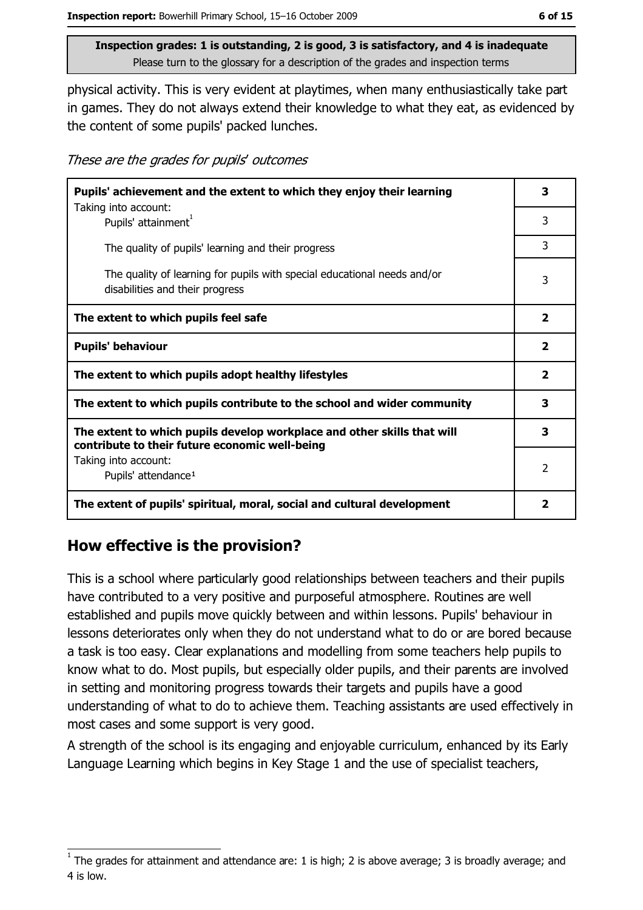**Inspection grades: 1 is outstanding, 2 is good, 3 is satisfactory, and 4 is inadequate**
Please turn to the glossary for a description of the grades and inspection terms

physical activity. This is very evident at playtimes, when many enthusiastically take part in games. They do not always extend their knowledge to what they eat, as evidenced by the content of some pupils' packed lunches.

*These are the grades for pupils' outcomes*

| | |
|---|---|
| **Pupils' achievement and the extent to which they enjoy their learning** | **3** |
| Taking into account: Pupils' attainment[1] | 3 |
| The quality of pupils' learning and their progress | 3 |
| The quality of learning for pupils with special educational needs and/or disabilities and their progress | 3 |
| **The extent to which pupils feel safe** | **2** |
| **Pupils' behaviour** | **2** |
| **The extent to which pupils adopt healthy lifestyles** | **2** |
| **The extent to which pupils contribute to the school and wider community** | **3** |
| **The extent to which pupils develop workplace and other skills that will contribute to their future economic well-being** | **3** |
| Taking into account: Pupils' attendance[1] | 2 |
| **The extent of pupils' spiritual, moral, social and cultural development** | **2** |

## How effective is the provision?

This is a school where particularly good relationships between teachers and their pupils have contributed to a very positive and purposeful atmosphere. Routines are well established and pupils move quickly between and within lessons. Pupils' behaviour in lessons deteriorates only when they do not understand what to do or are bored because a task is too easy. Clear explanations and modelling from some teachers help pupils to know what to do. Most pupils, but especially older pupils, and their parents are involved in setting and monitoring progress towards their targets and pupils have a good understanding of what to do to achieve them. Teaching assistants are used effectively in most cases and some support is very good.

A strength of the school is its engaging and enjoyable curriculum, enhanced by its Early Language Learning which begins in Key Stage 1 and the use of specialist teachers,

[1] The grades for attainment and attendance are: 1 is high; 2 is above average; 3 is broadly average; and 4 is low.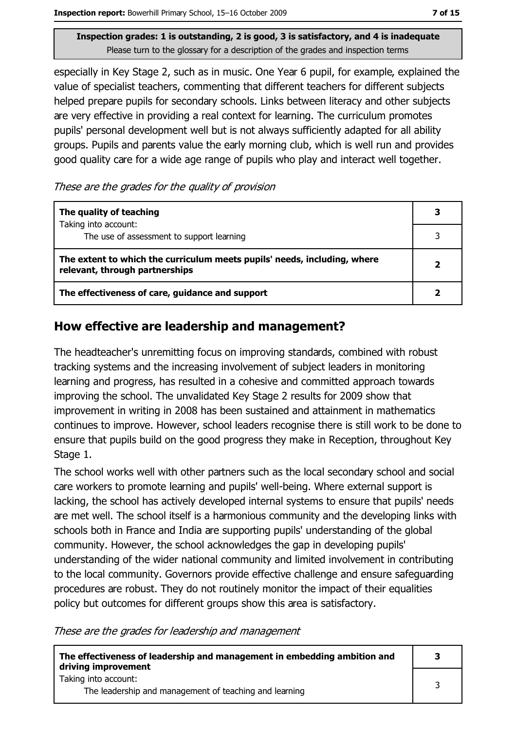**Inspection grades: 1 is outstanding, 2 is good, 3 is satisfactory, and 4 is inadequate**
Please turn to the glossary for a description of the grades and inspection terms

especially in Key Stage 2, such as in music. One Year 6 pupil, for example, explained the value of specialist teachers, commenting that different teachers for different subjects helped prepare pupils for secondary schools. Links between literacy and other subjects are very effective in providing a real context for learning. The curriculum promotes pupils' personal development well but is not always sufficiently adapted for all ability groups. Pupils and parents value the early morning club, which is well run and provides good quality care for a wide age range of pupils who play and interact well together.

*These are the grades for the quality of provision*

| | |
|---|---|
| **The quality of teaching**<br>Taking into account: | **3** |
| The use of assessment to support learning | 3 |
| **The extent to which the curriculum meets pupils' needs, including, where relevant, through partnerships** | **2** |
| **The effectiveness of care, guidance and support** | **2** |

## How effective are leadership and management?

The headteacher's unremitting focus on improving standards, combined with robust tracking systems and the increasing involvement of subject leaders in monitoring learning and progress, has resulted in a cohesive and committed approach towards improving the school. The unvalidated Key Stage 2 results for 2009 show that improvement in writing in 2008 has been sustained and attainment in mathematics continues to improve. However, school leaders recognise there is still work to be done to ensure that pupils build on the good progress they make in Reception, throughout Key Stage 1.

The school works well with other partners such as the local secondary school and social care workers to promote learning and pupils' well-being. Where external support is lacking, the school has actively developed internal systems to ensure that pupils' needs are met well. The school itself is a harmonious community and the developing links with schools both in France and India are supporting pupils' understanding of the global community. However, the school acknowledges the gap in developing pupils' understanding of the wider national community and limited involvement in contributing to the local community. Governors provide effective challenge and ensure safeguarding procedures are robust. They do not routinely monitor the impact of their equalities policy but outcomes for different groups show this area is satisfactory.

*These are the grades for leadership and management*

| | |
|---|---|
| **The effectiveness of leadership and management in embedding ambition and driving improvement** | **3** |
| Taking into account:<br>The leadership and management of teaching and learning | 3 |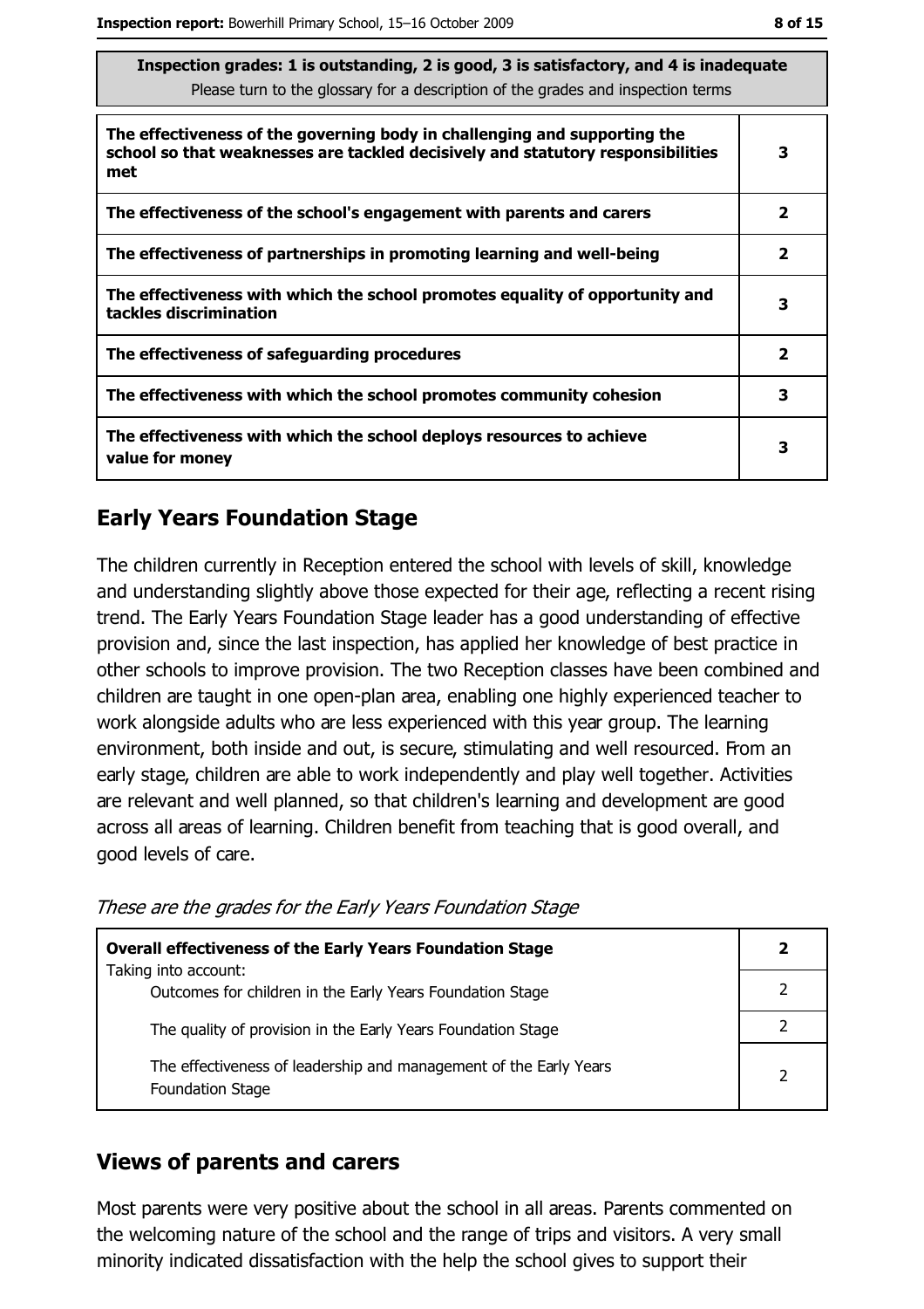| Inspection grades: 1 is outstanding, 2 is good, 3 is satisfactory, and 4 is inadequate<br>Please turn to the glossary for a description of the grades and inspection terms | |
|---|---|
| **The effectiveness of the governing body in challenging and supporting the school so that weaknesses are tackled decisively and statutory responsibilities met** | **3** |
| **The effectiveness of the school's engagement with parents and carers** | **2** |
| **The effectiveness of partnerships in promoting learning and well-being** | **2** |
| **The effectiveness with which the school promotes equality of opportunity and tackles discrimination** | **3** |
| **The effectiveness of safeguarding procedures** | **2** |
| **The effectiveness with which the school promotes community cohesion** | **3** |
| **The effectiveness with which the school deploys resources to achieve value for money** | **3** |

## Early Years Foundation Stage

The children currently in Reception entered the school with levels of skill, knowledge and understanding slightly above those expected for their age, reflecting a recent rising trend. The Early Years Foundation Stage leader has a good understanding of effective provision and, since the last inspection, has applied her knowledge of best practice in other schools to improve provision. The two Reception classes have been combined and children are taught in one open-plan area, enabling one highly experienced teacher to work alongside adults who are less experienced with this year group. The learning environment, both inside and out, is secure, stimulating and well resourced. From an early stage, children are able to work independently and play well together. Activities are relevant and well planned, so that children's learning and development are good across all areas of learning. Children benefit from teaching that is good overall, and good levels of care.

*These are the grades for the Early Years Foundation Stage*

| **Overall effectiveness of the Early Years Foundation Stage**<br>Taking into account: | **2** |
|---|---|
| Outcomes for children in the Early Years Foundation Stage | 2 |
| The quality of provision in the Early Years Foundation Stage | 2 |
| The effectiveness of leadership and management of the Early Years Foundation Stage | 2 |

## Views of parents and carers

Most parents were very positive about the school in all areas. Parents commented on the welcoming nature of the school and the range of trips and visitors. A very small minority indicated dissatisfaction with the help the school gives to support their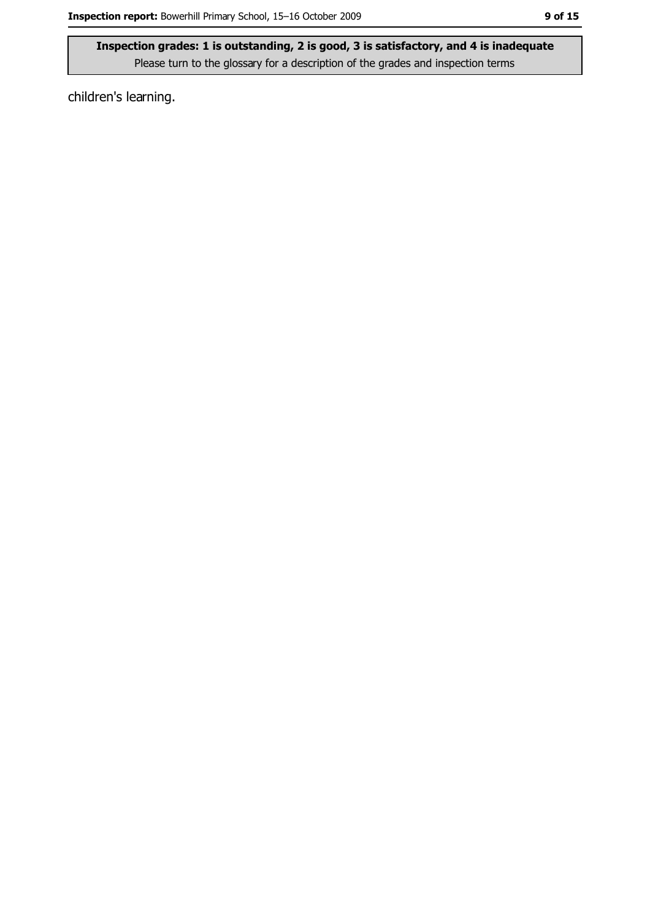children's learning.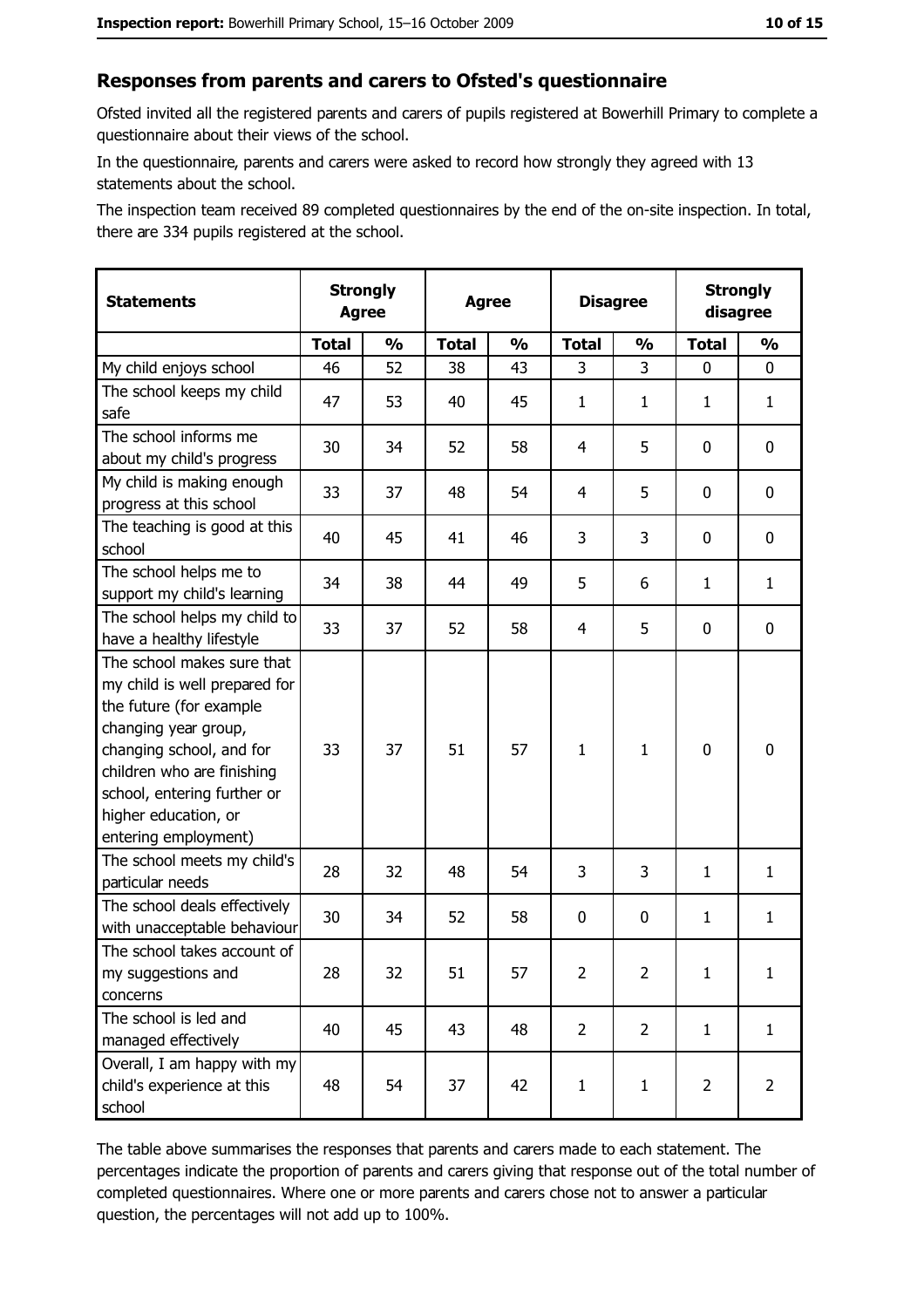## Responses from parents and carers to Ofsted's questionnaire

Ofsted invited all the registered parents and carers of pupils registered at Bowerhill Primary to complete a questionnaire about their views of the school.

In the questionnaire, parents and carers were asked to record how strongly they agreed with 13 statements about the school.

The inspection team received 89 completed questionnaires by the end of the on-site inspection. In total, there are 334 pupils registered at the school.

| Statements | Strongly Agree | | Agree | | Disagree | | Strongly disagree | |
|---|---|---|---|---|---|---|---|---|
| | Total | % | Total | % | Total | % | Total | % |
| My child enjoys school | 46 | 52 | 38 | 43 | 3 | 3 | 0 | 0 |
| The school keeps my child safe | 47 | 53 | 40 | 45 | 1 | 1 | 1 | 1 |
| The school informs me about my child's progress | 30 | 34 | 52 | 58 | 4 | 5 | 0 | 0 |
| My child is making enough progress at this school | 33 | 37 | 48 | 54 | 4 | 5 | 0 | 0 |
| The teaching is good at this school | 40 | 45 | 41 | 46 | 3 | 3 | 0 | 0 |
| The school helps me to support my child's learning | 34 | 38 | 44 | 49 | 5 | 6 | 1 | 1 |
| The school helps my child to have a healthy lifestyle | 33 | 37 | 52 | 58 | 4 | 5 | 0 | 0 |
| The school makes sure that my child is well prepared for the future (for example changing year group, changing school, and for children who are finishing school, entering further or higher education, or entering employment) | 33 | 37 | 51 | 57 | 1 | 1 | 0 | 0 |
| The school meets my child's particular needs | 28 | 32 | 48 | 54 | 3 | 3 | 1 | 1 |
| The school deals effectively with unacceptable behaviour | 30 | 34 | 52 | 58 | 0 | 0 | 1 | 1 |
| The school takes account of my suggestions and concerns | 28 | 32 | 51 | 57 | 2 | 2 | 1 | 1 |
| The school is led and managed effectively | 40 | 45 | 43 | 48 | 2 | 2 | 1 | 1 |
| Overall, I am happy with my child's experience at this school | 48 | 54 | 37 | 42 | 1 | 1 | 2 | 2 |

The table above summarises the responses that parents and carers made to each statement. The percentages indicate the proportion of parents and carers giving that response out of the total number of completed questionnaires. Where one or more parents and carers chose not to answer a particular question, the percentages will not add up to 100%.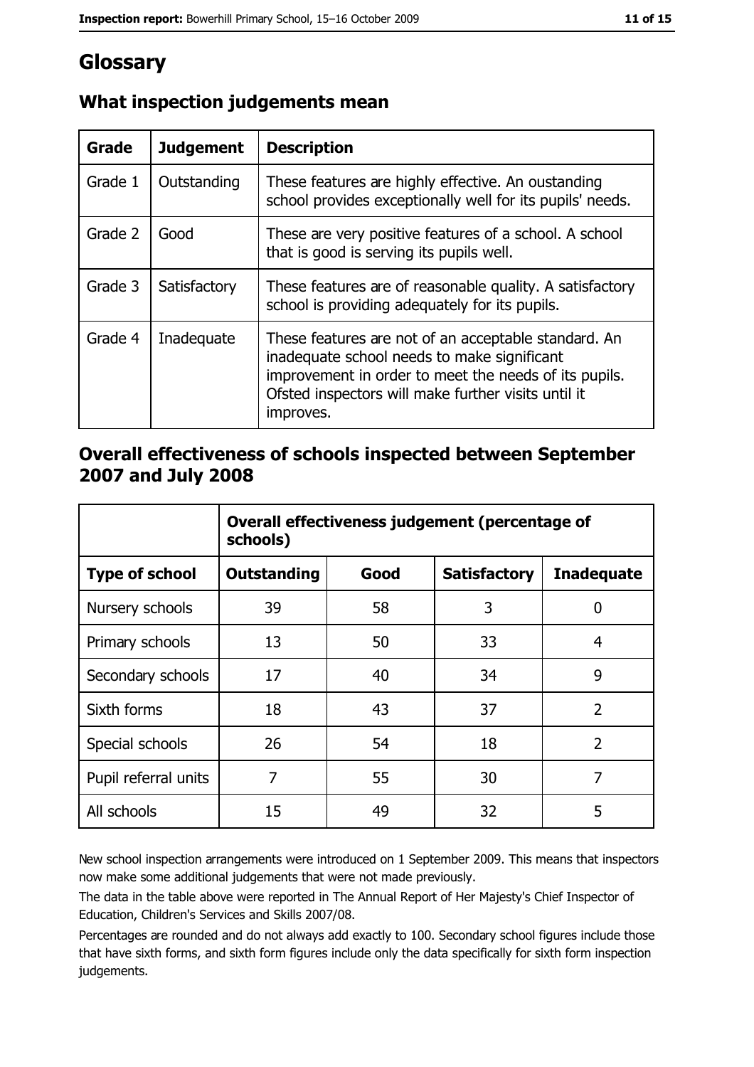# Glossary

## What inspection judgements mean

| Grade | Judgement | Description |
|---|---|---|
| Grade 1 | Outstanding | These features are highly effective. An oustanding school provides exceptionally well for its pupils' needs. |
| Grade 2 | Good | These are very positive features of a school. A school that is good is serving its pupils well. |
| Grade 3 | Satisfactory | These features are of reasonable quality. A satisfactory school is providing adequately for its pupils. |
| Grade 4 | Inadequate | These features are not of an acceptable standard. An inadequate school needs to make significant improvement in order to meet the needs of its pupils. Ofsted inspectors will make further visits until it improves. |

## Overall effectiveness of schools inspected between September 2007 and July 2008

| | Overall effectiveness judgement (percentage of schools) | | | |
|---|---|---|---|---|
| **Type of school** | **Outstanding** | **Good** | **Satisfactory** | **Inadequate** |
| Nursery schools | 39 | 58 | 3 | 0 |
| Primary schools | 13 | 50 | 33 | 4 |
| Secondary schools | 17 | 40 | 34 | 9 |
| Sixth forms | 18 | 43 | 37 | 2 |
| Special schools | 26 | 54 | 18 | 2 |
| Pupil referral units | 7 | 55 | 30 | 7 |
| All schools | 15 | 49 | 32 | 5 |

New school inspection arrangements were introduced on 1 September 2009. This means that inspectors now make some additional judgements that were not made previously.

The data in the table above were reported in The Annual Report of Her Majesty's Chief Inspector of Education, Children's Services and Skills 2007/08.

Percentages are rounded and do not always add exactly to 100. Secondary school figures include those that have sixth forms, and sixth form figures include only the data specifically for sixth form inspection judgements.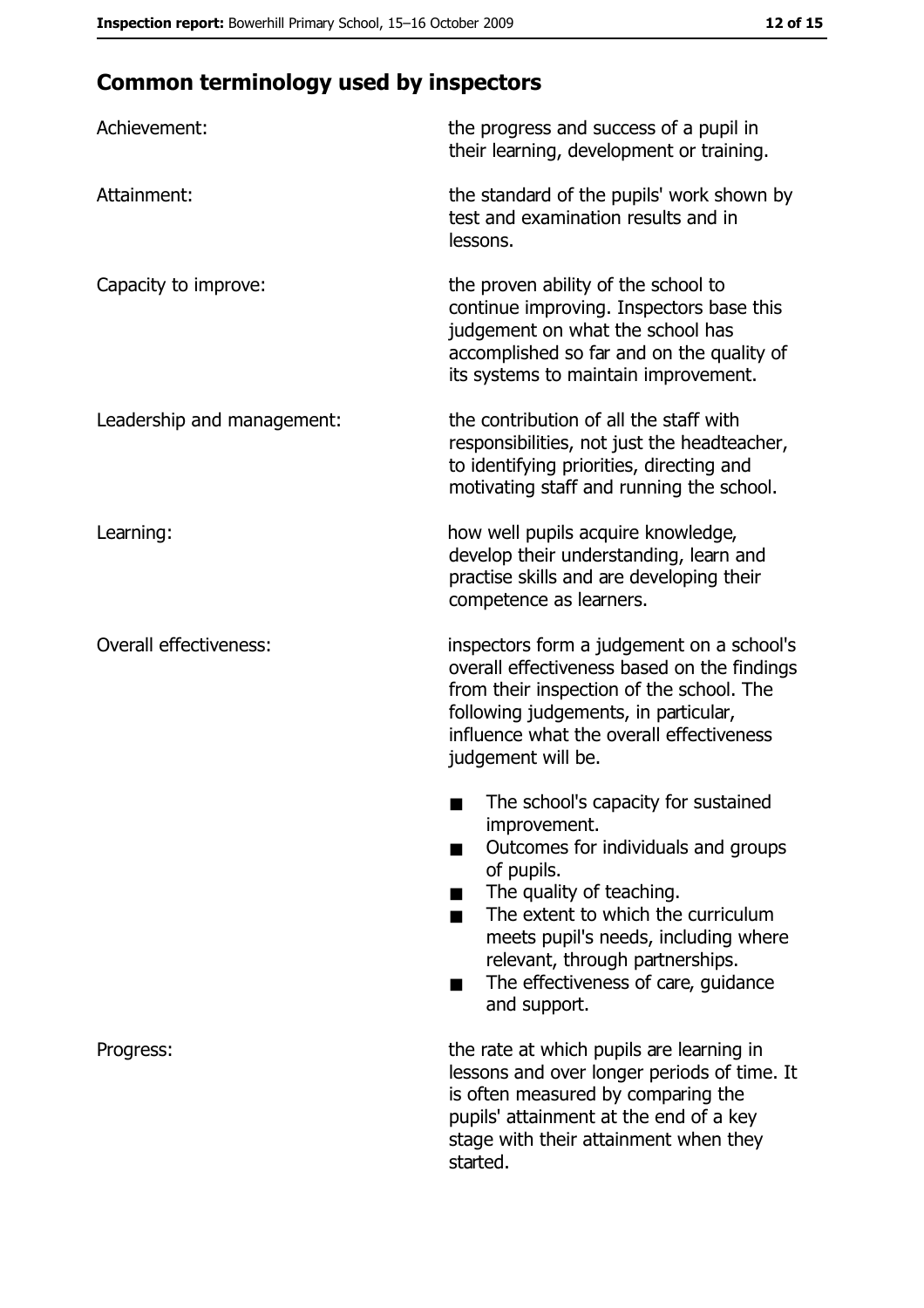## Common terminology used by inspectors

| | |
|---|---|
| Achievement: | the progress and success of a pupil in their learning, development or training. |
| Attainment: | the standard of the pupils' work shown by test and examination results and in lessons. |
| Capacity to improve: | the proven ability of the school to continue improving. Inspectors base this judgement on what the school has accomplished so far and on the quality of its systems to maintain improvement. |
| Leadership and management: | the contribution of all the staff with responsibilities, not just the headteacher, to identifying priorities, directing and motivating staff and running the school. |
| Learning: | how well pupils acquire knowledge, develop their understanding, learn and practise skills and are developing their competence as learners. |
| Overall effectiveness: | inspectors form a judgement on a school's overall effectiveness based on the findings from their inspection of the school. The following judgements, in particular, influence what the overall effectiveness judgement will be.<br>■ The school's capacity for sustained improvement.<br>■ Outcomes for individuals and groups of pupils.<br>■ The quality of teaching.<br>■ The extent to which the curriculum meets pupil's needs, including where relevant, through partnerships.<br>■ The effectiveness of care, guidance and support. |
| Progress: | the rate at which pupils are learning in lessons and over longer periods of time. It is often measured by comparing the pupils' attainment at the end of a key stage with their attainment when they started. |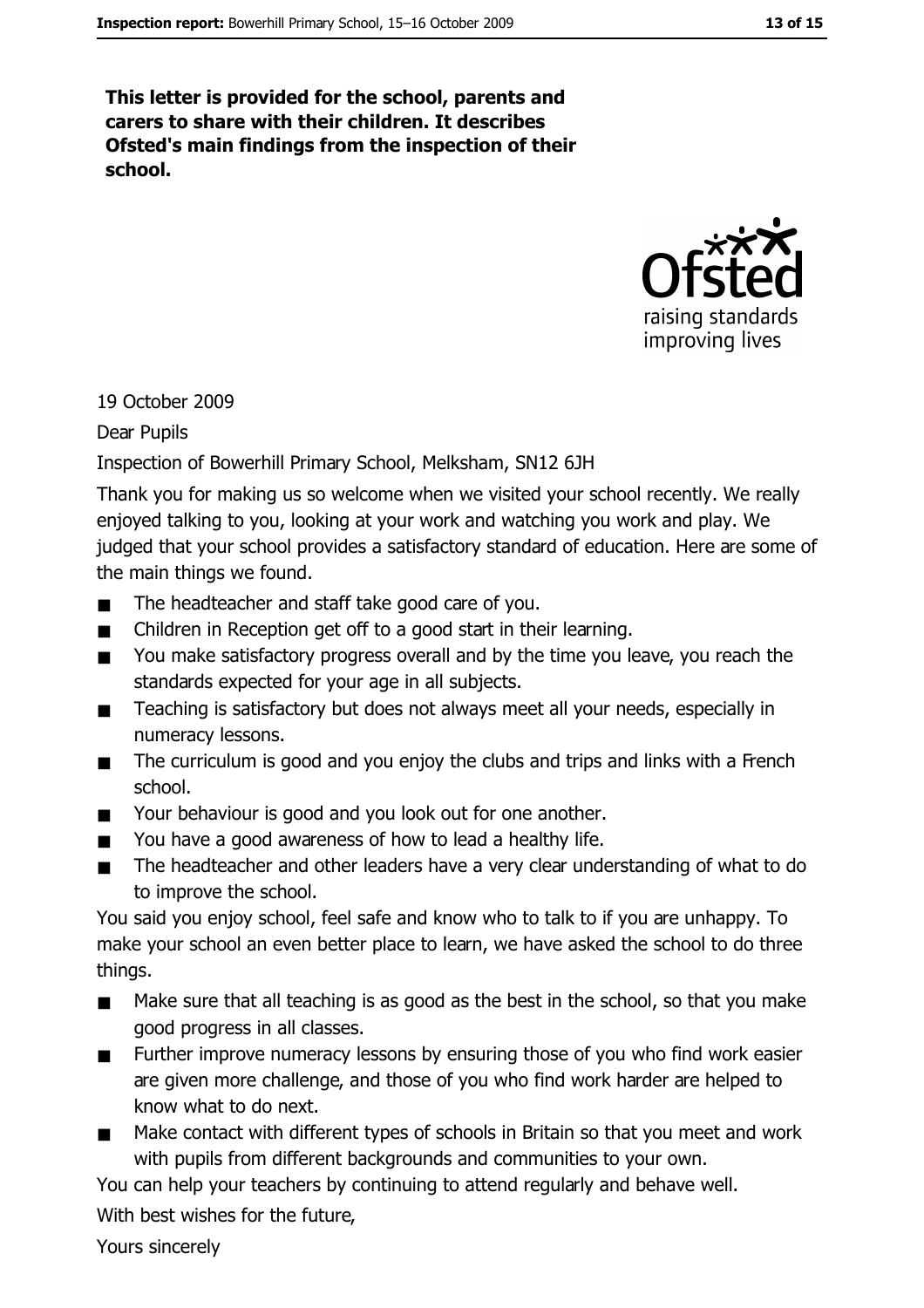**This letter is provided for the school, parents and carers to share with their children. It describes Ofsted's main findings from the inspection of their school.**

19 October 2009

Dear Pupils

Inspection of Bowerhill Primary School, Melksham, SN12 6JH

Thank you for making us so welcome when we visited your school recently. We really enjoyed talking to you, looking at your work and watching you work and play. We judged that your school provides a satisfactory standard of education. Here are some of the main things we found.

- The headteacher and staff take good care of you.
- Children in Reception get off to a good start in their learning.
- You make satisfactory progress overall and by the time you leave, you reach the standards expected for your age in all subjects.
- Teaching is satisfactory but does not always meet all your needs, especially in numeracy lessons.
- The curriculum is good and you enjoy the clubs and trips and links with a French school.
- Your behaviour is good and you look out for one another.
- You have a good awareness of how to lead a healthy life.
- The headteacher and other leaders have a very clear understanding of what to do to improve the school.

You said you enjoy school, feel safe and know who to talk to if you are unhappy. To make your school an even better place to learn, we have asked the school to do three things.

- Make sure that all teaching is as good as the best in the school, so that you make good progress in all classes.
- Further improve numeracy lessons by ensuring those of you who find work easier are given more challenge, and those of you who find work harder are helped to know what to do next.
- Make contact with different types of schools in Britain so that you meet and work with pupils from different backgrounds and communities to your own.

You can help your teachers by continuing to attend regularly and behave well.

With best wishes for the future,

Yours sincerely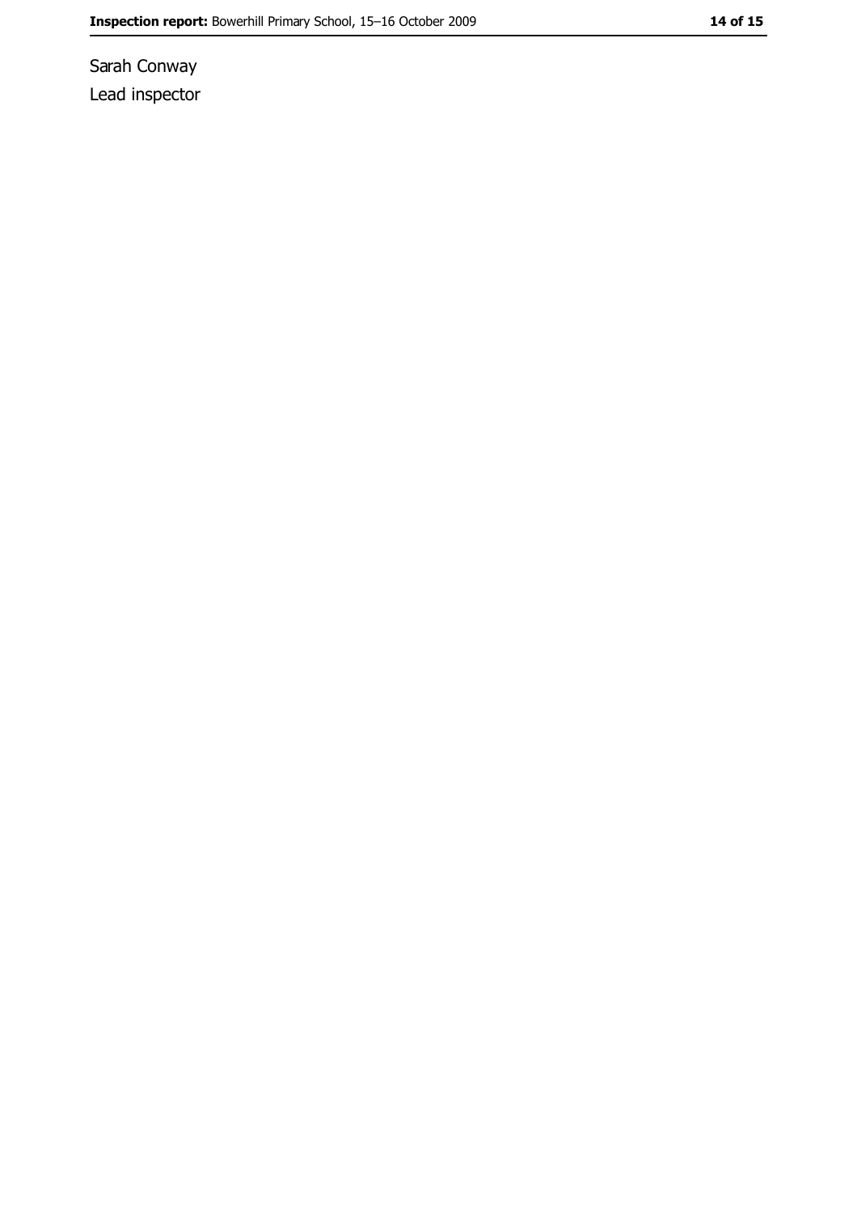Sarah Conway

Lead inspector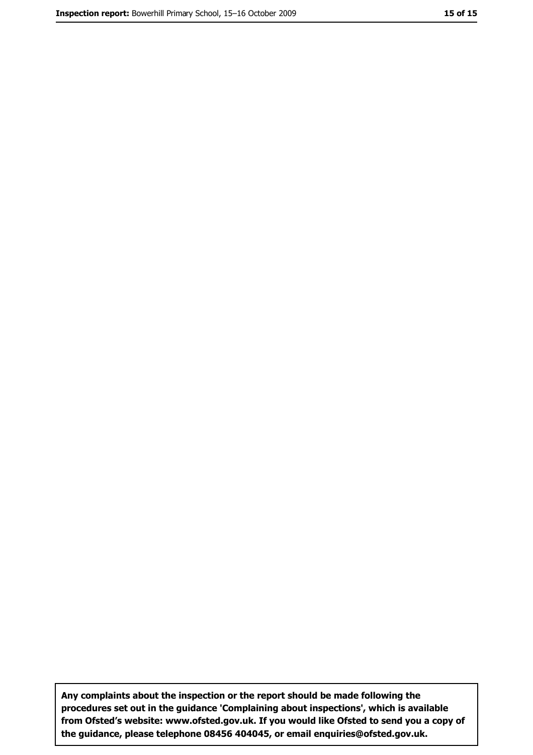**Any complaints about the inspection or the report should be made following the procedures set out in the guidance 'Complaining about inspections', which is available from Ofsted's website: www.ofsted.gov.uk. If you would like Ofsted to send you a copy of the guidance, please telephone 08456 404045, or email enquiries@ofsted.gov.uk.**